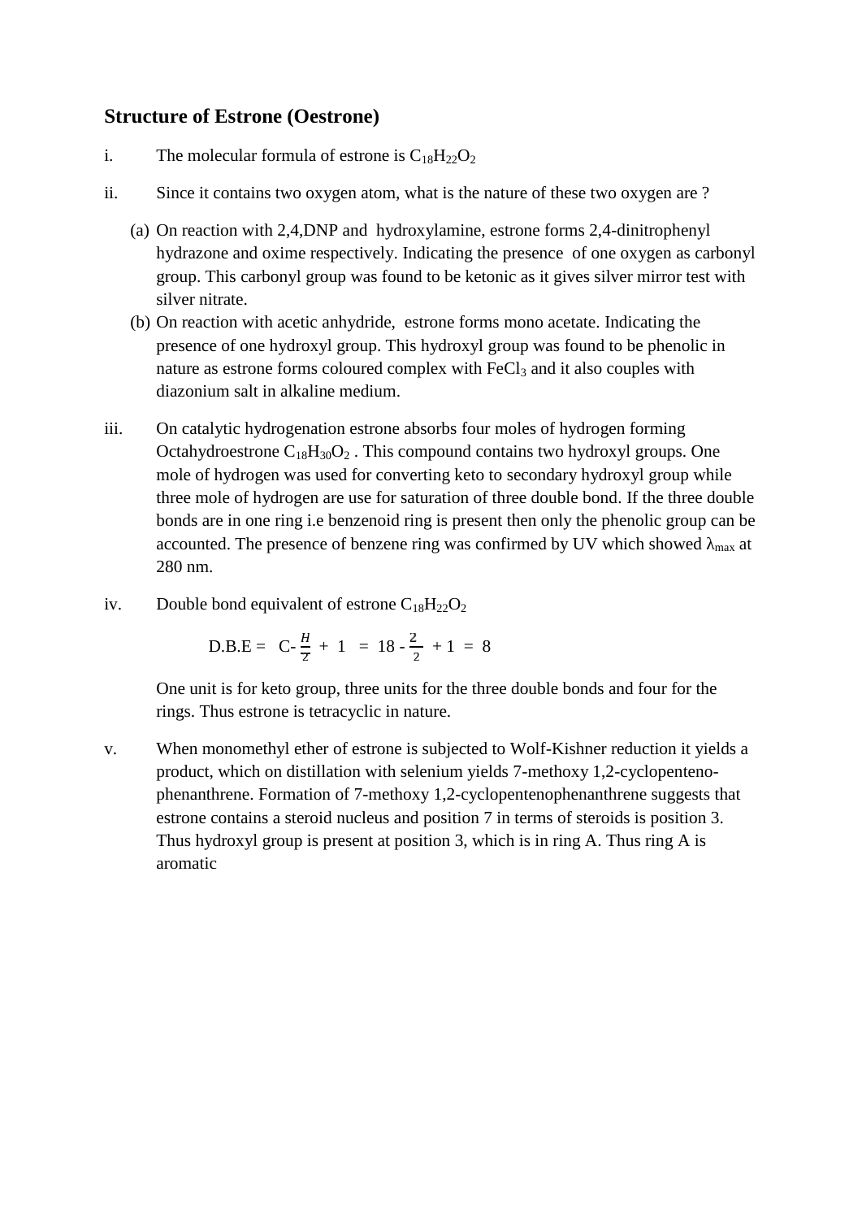# Structure of Estrone (Oestrone)

i. The molecular formula of estrone is $C_{18}H_{22}O_2$

ii. Since it contains two oxygen atom, what is the nature of these two oxygen are ?

(a) On reaction with 2,4,DNP and hydroxylamine, estrone forms 2,4-dinitrophenyl hydrazone and oxime respectively. Indicating the presence of one oxygen as carbonyl group. This carbonyl group was found to be ketonic as it gives silver mirror test with silver nitrate.

(b) On reaction with acetic anhydride, estrone forms mono acetate. Indicating the presence of one hydroxyl group. This hydroxyl group was found to be phenolic in nature as estrone forms coloured complex with $FeCl_3$ and it also couples with diazonium salt in alkaline medium.

iii. On catalytic hydrogenation estrone absorbs four moles of hydrogen forming Octahydroestrone $C_{18}H_{30}O_2$ . This compound contains two hydroxyl groups. One mole of hydrogen was used for converting keto to secondary hydroxyl group while three mole of hydrogen are use for saturation of three double bond. If the three double bonds are in one ring i.e benzenoid ring is present then only the phenolic group can be accounted. The presence of benzene ring was confirmed by UV which showed $\lambda_{max}$ at 280 nm.

iv. Double bond equivalent of estrone $C_{18}H_{22}O_2$

$$\text{D.B.E} = C - \frac{H}{2} + 1 = 18 - \frac{2}{2} + 1 = 8$$

One unit is for keto group, three units for the three double bonds and four for the rings. Thus estrone is tetracyclic in nature.

v. When monomethyl ether of estrone is subjected to Wolf-Kishner reduction it yields a product, which on distillation with selenium yields 7-methoxy 1,2-cyclopenteno-phenanthrene. Formation of 7-methoxy 1,2-cyclopentenophenanthrene suggests that estrone contains a steroid nucleus and position 7 in terms of steroids is position 3. Thus hydroxyl group is present at position 3, which is in ring A. Thus ring A is aromatic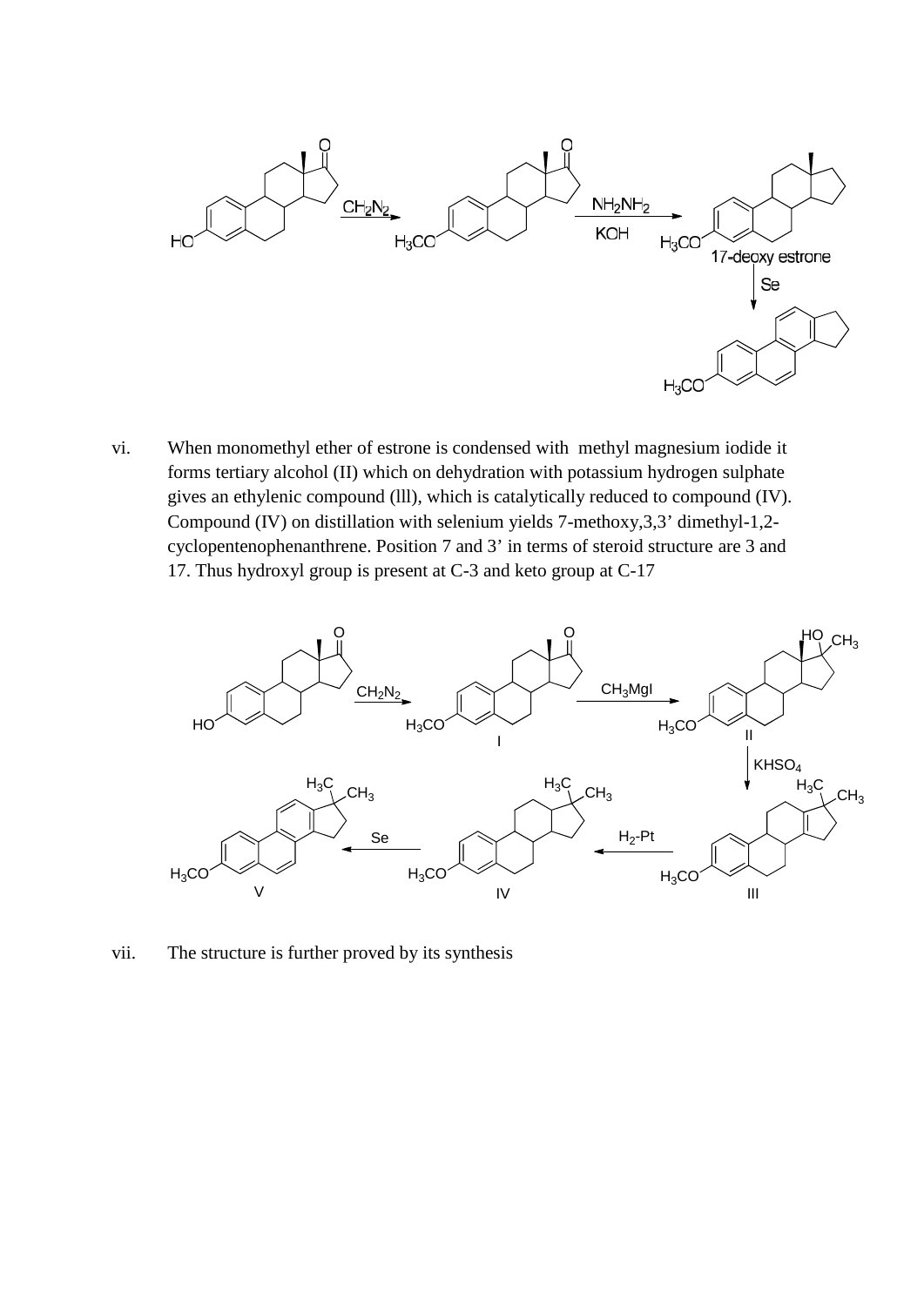vi. When monomethyl ether of estrone is condensed with methyl magnesium iodide it forms tertiary alcohol (II) which on dehydration with potassium hydrogen sulphate gives an ethylenic compound (lll), which is catalytically reduced to compound (IV). Compound (IV) on distillation with selenium yields 7-methoxy,3,3' dimethyl-1,2-cyclopentenophenanthrene. Position 7 and 3' in terms of steroid structure are 3 and 17. Thus hydroxyl group is present at C-3 and keto group at C-17

vii. The structure is further proved by its synthesis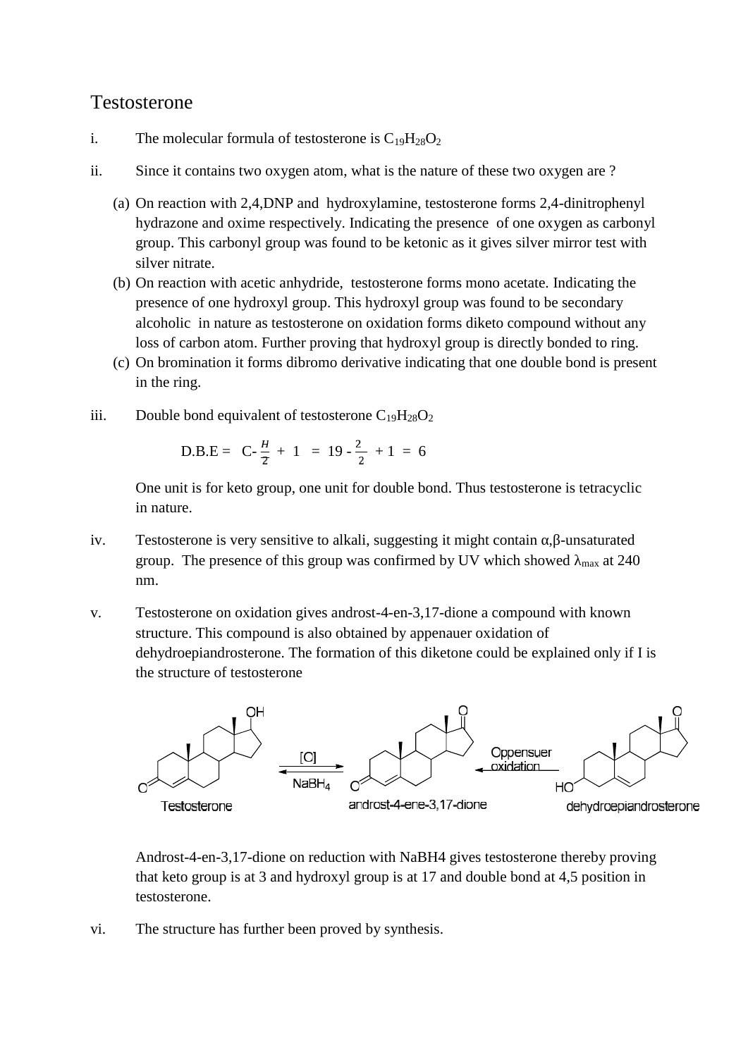# Testosterone

i. The molecular formula of testosterone is $C_{19}H_{28}O_2$

ii. Since it contains two oxygen atom, what is the nature of these two oxygen are ?

(a) On reaction with 2,4,DNP and hydroxylamine, testosterone forms 2,4-dinitrophenyl hydrazone and oxime respectively. Indicating the presence of one oxygen as carbonyl group. This carbonyl group was found to be ketonic as it gives silver mirror test with silver nitrate.

(b) On reaction with acetic anhydride, testosterone forms mono acetate. Indicating the presence of one hydroxyl group. This hydroxyl group was found to be secondary alcoholic in nature as testosterone on oxidation forms diketo compound without any loss of carbon atom. Further proving that hydroxyl group is directly bonded to ring.

(c) On bromination it forms dibromo derivative indicating that one double bond is present in the ring.

iii. Double bond equivalent of testosterone $C_{19}H_{28}O_2$

$$\text{D.B.E} = C - \frac{H}{2} + 1 = 19 - \frac{2}{2} + 1 = 6$$

One unit is for keto group, one unit for double bond. Thus testosterone is tetracyclic in nature.

iv. Testosterone is very sensitive to alkali, suggesting it might contain α,β-unsaturated group. The presence of this group was confirmed by UV which showed $\lambda_{max}$ at 240 nm.

v. Testosterone on oxidation gives androst-4-en-3,17-dione a compound with known structure. This compound is also obtained by appenauer oxidation of dehydroepiandrosterone. The formation of this diketone could be explained only if I is the structure of testosterone

Testosterone ⇌ ([C] / $NaBH_4$) androst-4-ene-3,17-dione ← (Oppensuer oxidation) dehydroepiandrosterone

Androst-4-en-3,17-dione on reduction with NaBH4 gives testosterone thereby proving that keto group is at 3 and hydroxyl group is at 17 and double bond at 4,5 position in testosterone.

vi. The structure has further been proved by synthesis.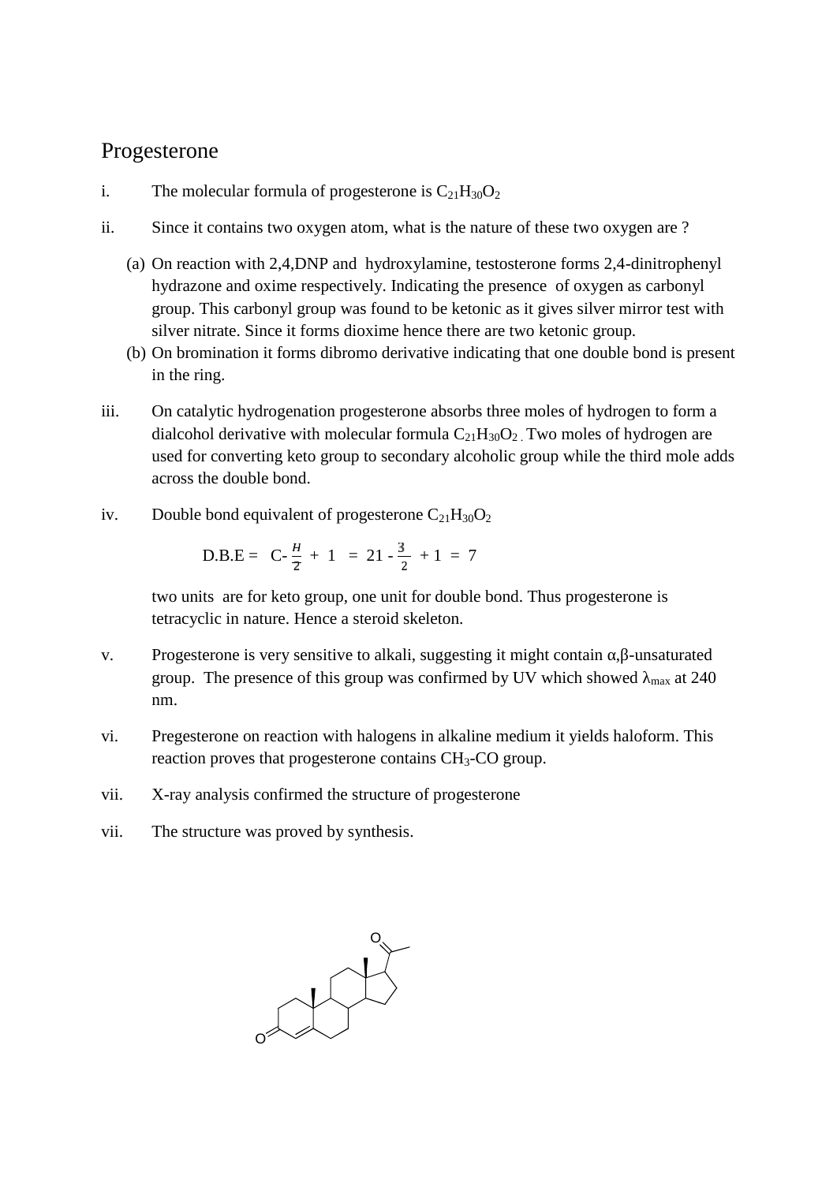# Progesterone

i. The molecular formula of progesterone is $C_{21}H_{30}O_2$

ii. Since it contains two oxygen atom, what is the nature of these two oxygen are ?

  (a) On reaction with 2,4,DNP and hydroxylamine, testosterone forms 2,4-dinitrophenyl hydrazone and oxime respectively. Indicating the presence of oxygen as carbonyl group. This carbonyl group was found to be ketonic as it gives silver mirror test with silver nitrate. Since it forms dioxime hence there are two ketonic group.

  (b) On bromination it forms dibromo derivative indicating that one double bond is present in the ring.

iii. On catalytic hydrogenation progesterone absorbs three moles of hydrogen to form a dialcohol derivative with molecular formula $C_{21}H_{30}O_2$ . Two moles of hydrogen are used for converting keto group to secondary alcoholic group while the third mole adds across the double bond.

iv. Double bond equivalent of progesterone $C_{21}H_{30}O_2$

$$\text{D.B.E} = C - \frac{H}{2} + 1 = 21 - \frac{3}{2} + 1 = 7$$

two units are for keto group, one unit for double bond. Thus progesterone is tetracyclic in nature. Hence a steroid skeleton.

v. Progesterone is very sensitive to alkali, suggesting it might contain α,β-unsaturated group. The presence of this group was confirmed by UV which showed $\lambda_{max}$ at 240 nm.

vi. Pregesterone on reaction with halogens in alkaline medium it yields haloform. This reaction proves that progesterone contains $CH_3$-CO group.

vii. X-ray analysis confirmed the structure of progesterone

vii. The structure was proved by synthesis.

O

O